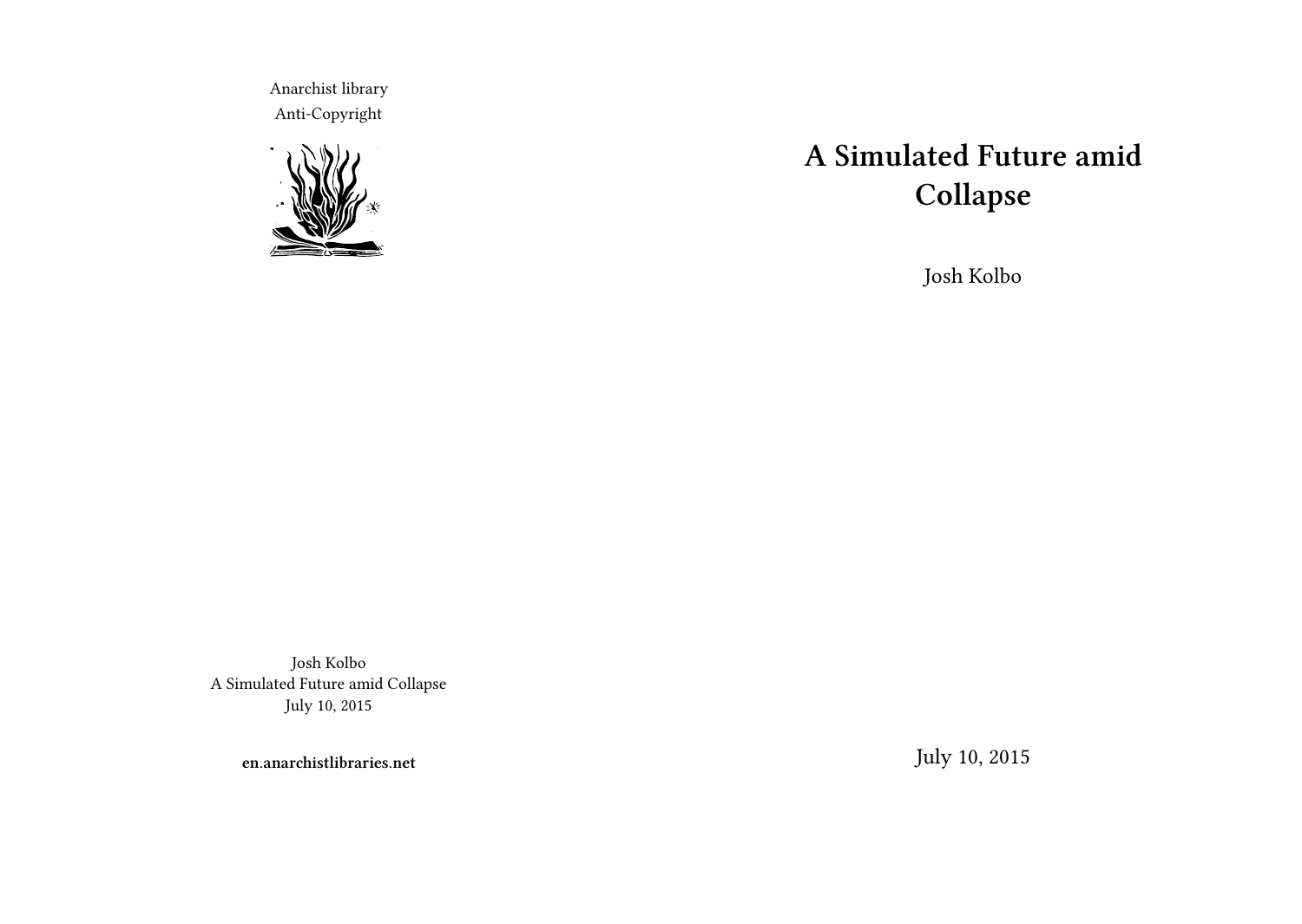Anarchist library
Anti-Copyright

Josh Kolbo
A Simulated Future amid Collapse
July 10, 2015

**en.anarchistlibraries.net**

# A Simulated Future amid Collapse

Josh Kolbo

July 10, 2015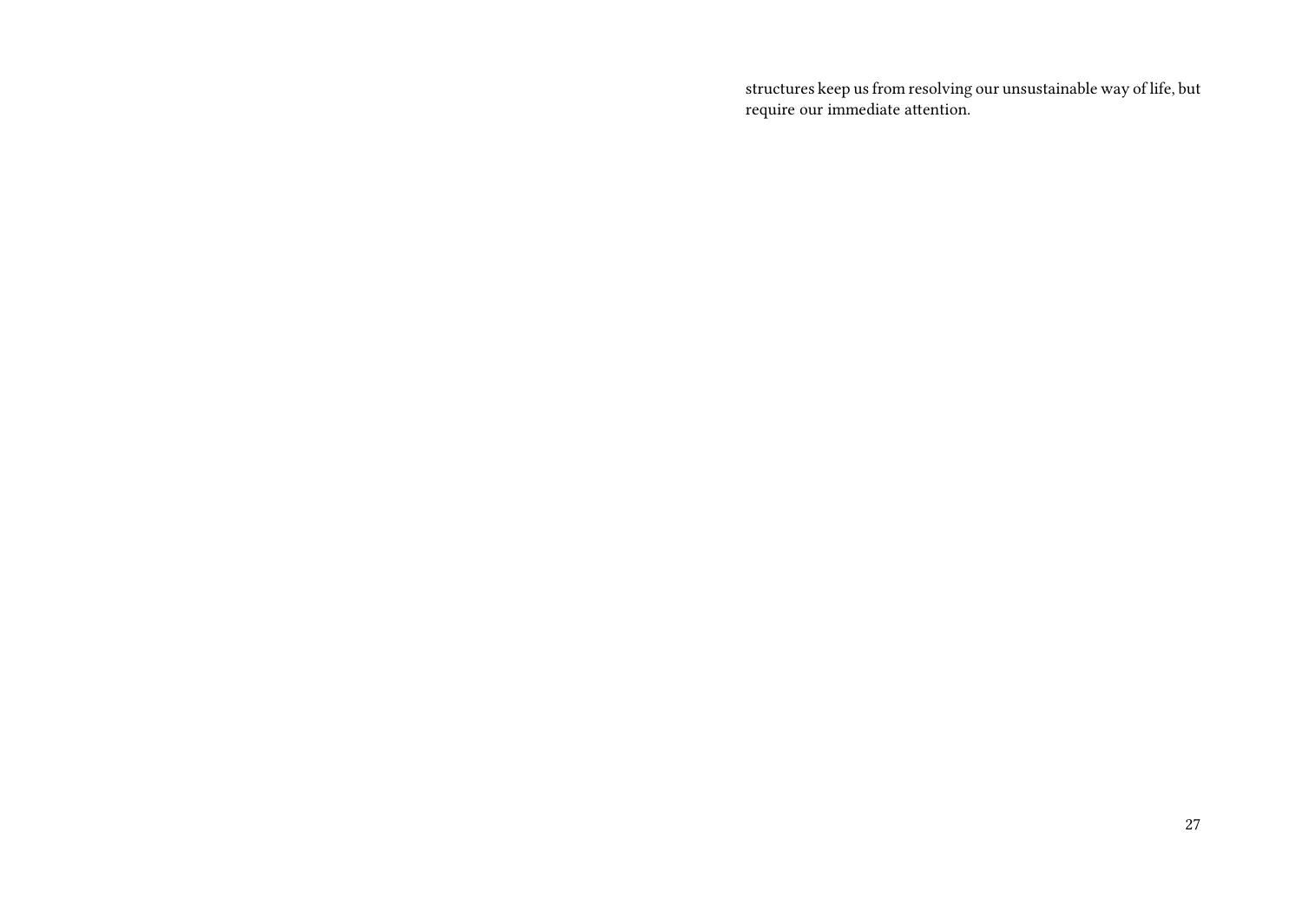structures keep us from resolving our unsustainable way of life, but require our immediate attention.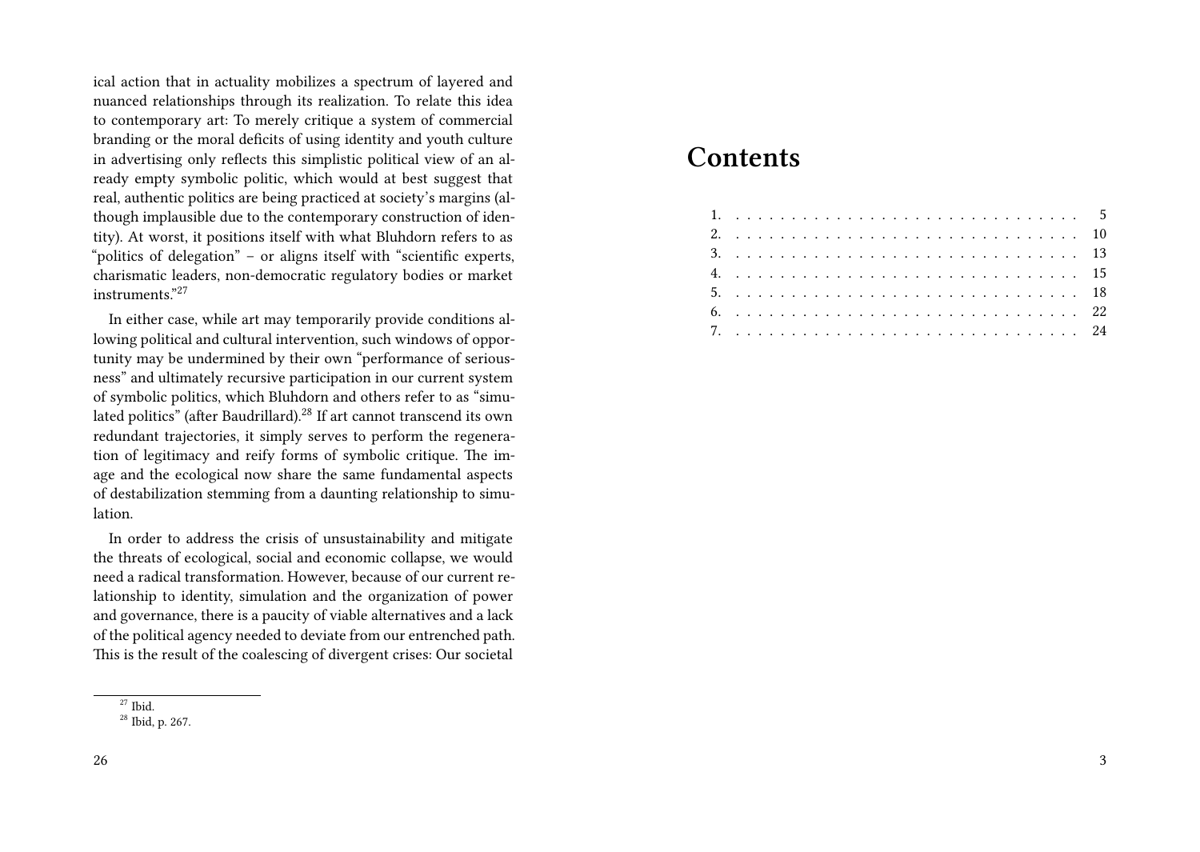ical action that in actuality mobilizes a spectrum of layered and nuanced relationships through its realization. To relate this idea to contemporary art: To merely critique a system of commercial branding or the moral deficits of using identity and youth culture in advertising only reflects this simplistic political view of an already empty symbolic politic, which would at best suggest that real, authentic politics are being practiced at society's margins (although implausible due to the contemporary construction of identity). At worst, it positions itself with what Bluhdorn refers to as "politics of delegation" – or aligns itself with "scientific experts, charismatic leaders, non-democratic regulatory bodies or market instruments."[27]

In either case, while art may temporarily provide conditions allowing political and cultural intervention, such windows of opportunity may be undermined by their own "performance of seriousness" and ultimately recursive participation in our current system of symbolic politics, which Bluhdorn and others refer to as "simulated politics" (after Baudrillard).[28] If art cannot transcend its own redundant trajectories, it simply serves to perform the regeneration of legitimacy and reify forms of symbolic critique. The image and the ecological now share the same fundamental aspects of destabilization stemming from a daunting relationship to simulation.

In order to address the crisis of unsustainability and mitigate the threats of ecological, social and economic collapse, we would need a radical transformation. However, because of our current relationship to identity, simulation and the organization of power and governance, there is a paucity of viable alternatives and a lack of the political agency needed to deviate from our entrenched path. This is the result of the coalescing of divergent crises: Our societal

[27] Ibid.

[28] Ibid, p. 267.

# Contents

1. . . . . . . . . . . . . . . . . . . . . . . . . . . . . . . 5
2. . . . . . . . . . . . . . . . . . . . . . . . . . . . . . . 10
3. . . . . . . . . . . . . . . . . . . . . . . . . . . . . . . 13
4. . . . . . . . . . . . . . . . . . . . . . . . . . . . . . . 15
5. . . . . . . . . . . . . . . . . . . . . . . . . . . . . . . 18
6. . . . . . . . . . . . . . . . . . . . . . . . . . . . . . . 22
7. . . . . . . . . . . . . . . . . . . . . . . . . . . . . . . 24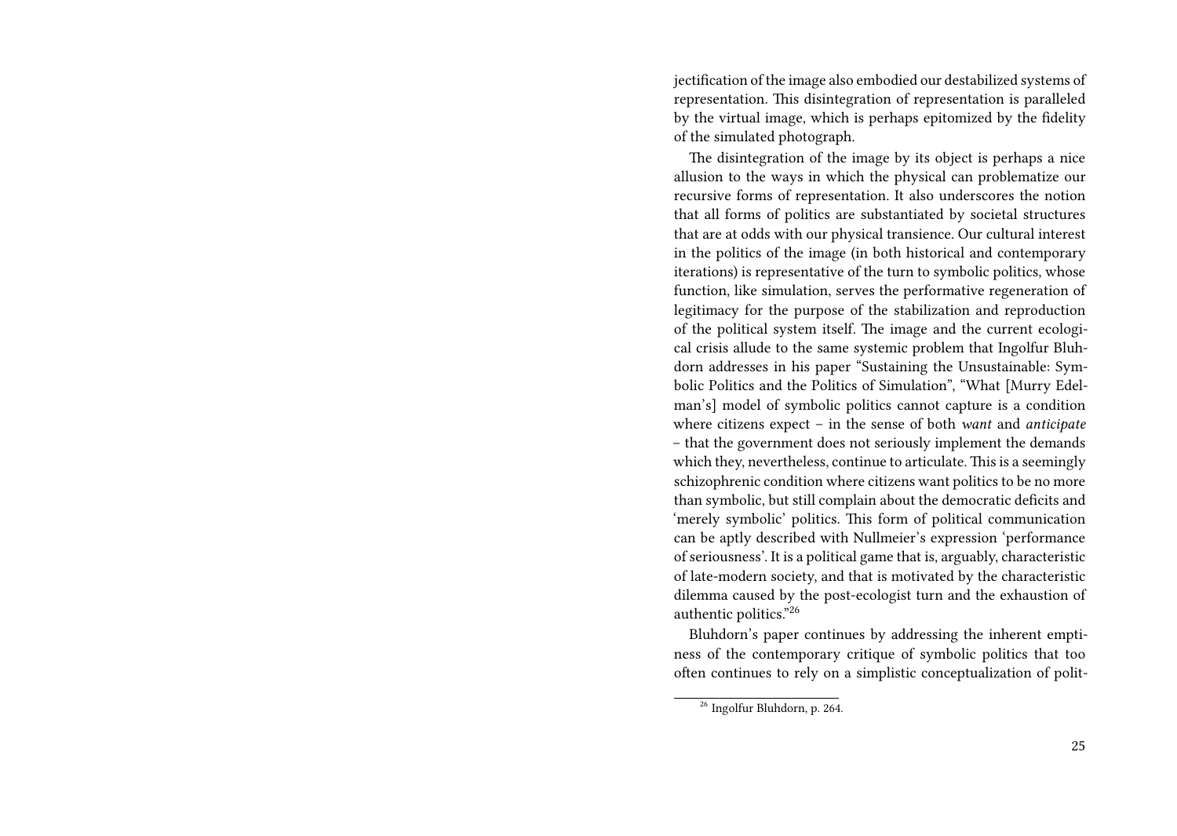jectification of the image also embodied our destabilized systems of representation. This disintegration of representation is paralleled by the virtual image, which is perhaps epitomized by the fidelity of the simulated photograph.

The disintegration of the image by its object is perhaps a nice allusion to the ways in which the physical can problematize our recursive forms of representation. It also underscores the notion that all forms of politics are substantiated by societal structures that are at odds with our physical transience. Our cultural interest in the politics of the image (in both historical and contemporary iterations) is representative of the turn to symbolic politics, whose function, like simulation, serves the performative regeneration of legitimacy for the purpose of the stabilization and reproduction of the political system itself. The image and the current ecological crisis allude to the same systemic problem that Ingolfur Bluhdorn addresses in his paper "Sustaining the Unsustainable: Symbolic Politics and the Politics of Simulation", "What [Murry Edelman's] model of symbolic politics cannot capture is a condition where citizens expect – in the sense of both *want* and *anticipate* – that the government does not seriously implement the demands which they, nevertheless, continue to articulate. This is a seemingly schizophrenic condition where citizens want politics to be no more than symbolic, but still complain about the democratic deficits and 'merely symbolic' politics. This form of political communication can be aptly described with Nullmeier's expression 'performance of seriousness'. It is a political game that is, arguably, characteristic of late-modern society, and that is motivated by the characteristic dilemma caused by the post-ecologist turn and the exhaustion of authentic politics."[26]

Bluhdorn's paper continues by addressing the inherent emptiness of the contemporary critique of symbolic politics that too often continues to rely on a simplistic conceptualization of polit-

[26] Ingolfur Bluhdorn, p. 264.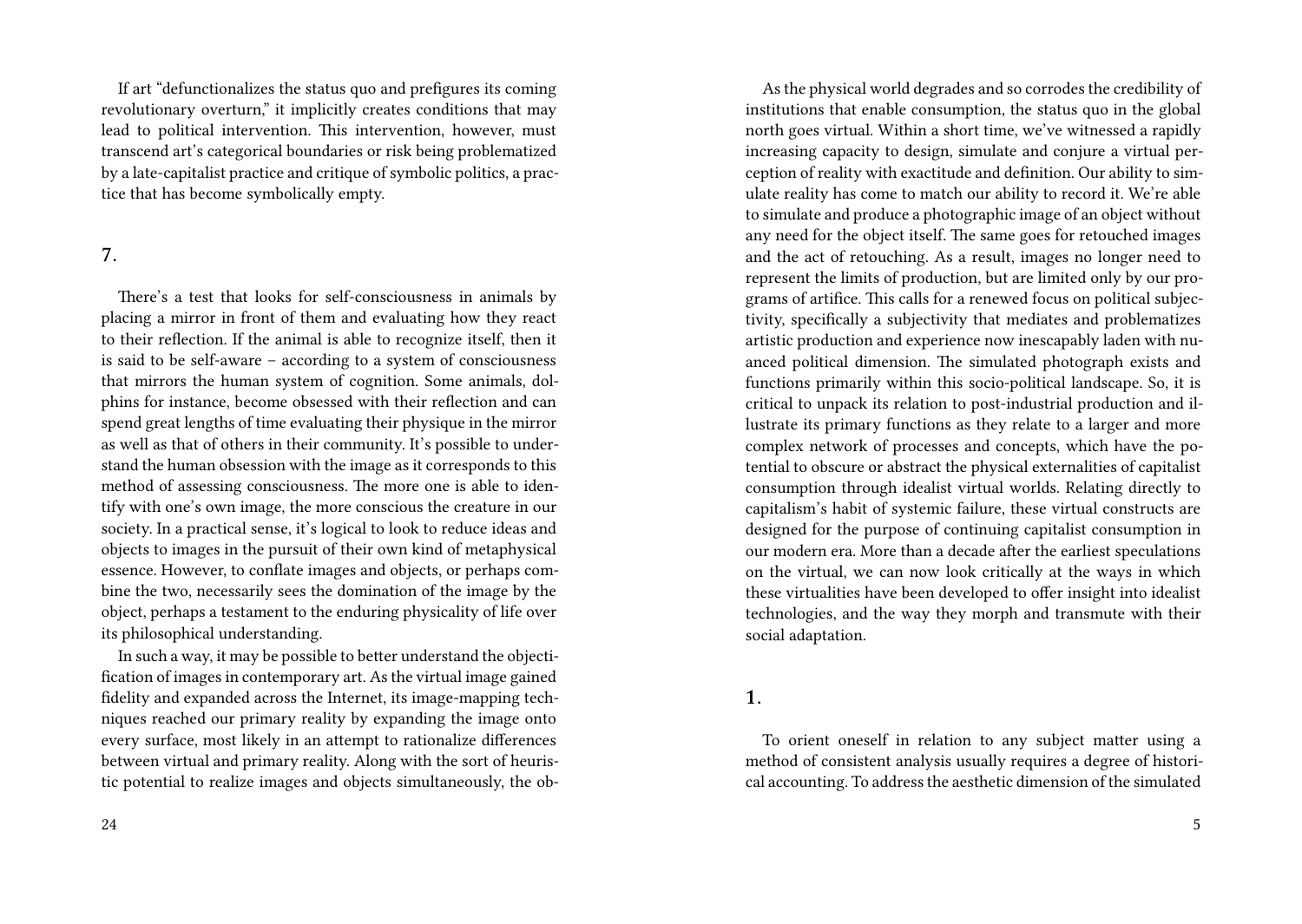If art "defunctionalizes the status quo and prefigures its coming revolutionary overturn," it implicitly creates conditions that may lead to political intervention. This intervention, however, must transcend art's categorical boundaries or risk being problematized by a late-capitalist practice and critique of symbolic politics, a practice that has become symbolically empty.

## 7.

There's a test that looks for self-consciousness in animals by placing a mirror in front of them and evaluating how they react to their reflection. If the animal is able to recognize itself, then it is said to be self-aware – according to a system of consciousness that mirrors the human system of cognition. Some animals, dolphins for instance, become obsessed with their reflection and can spend great lengths of time evaluating their physique in the mirror as well as that of others in their community. It's possible to understand the human obsession with the image as it corresponds to this method of assessing consciousness. The more one is able to identify with one's own image, the more conscious the creature in our society. In a practical sense, it's logical to look to reduce ideas and objects to images in the pursuit of their own kind of metaphysical essence. However, to conflate images and objects, or perhaps combine the two, necessarily sees the domination of the image by the object, perhaps a testament to the enduring physicality of life over its philosophical understanding.

In such a way, it may be possible to better understand the objectification of images in contemporary art. As the virtual image gained fidelity and expanded across the Internet, its image-mapping techniques reached our primary reality by expanding the image onto every surface, most likely in an attempt to rationalize differences between virtual and primary reality. Along with the sort of heuristic potential to realize images and objects simultaneously, the ob-

As the physical world degrades and so corrodes the credibility of institutions that enable consumption, the status quo in the global north goes virtual. Within a short time, we've witnessed a rapidly increasing capacity to design, simulate and conjure a virtual perception of reality with exactitude and definition. Our ability to simulate reality has come to match our ability to record it. We're able to simulate and produce a photographic image of an object without any need for the object itself. The same goes for retouched images and the act of retouching. As a result, images no longer need to represent the limits of production, but are limited only by our programs of artifice. This calls for a renewed focus on political subjectivity, specifically a subjectivity that mediates and problematizes artistic production and experience now inescapably laden with nuanced political dimension. The simulated photograph exists and functions primarily within this socio-political landscape. So, it is critical to unpack its relation to post-industrial production and illustrate its primary functions as they relate to a larger and more complex network of processes and concepts, which have the potential to obscure or abstract the physical externalities of capitalist consumption through idealist virtual worlds. Relating directly to capitalism's habit of systemic failure, these virtual constructs are designed for the purpose of continuing capitalist consumption in our modern era. More than a decade after the earliest speculations on the virtual, we can now look critically at the ways in which these virtualities have been developed to offer insight into idealist technologies, and the way they morph and transmute with their social adaptation.

## 1.

To orient oneself in relation to any subject matter using a method of consistent analysis usually requires a degree of historical accounting. To address the aesthetic dimension of the simulated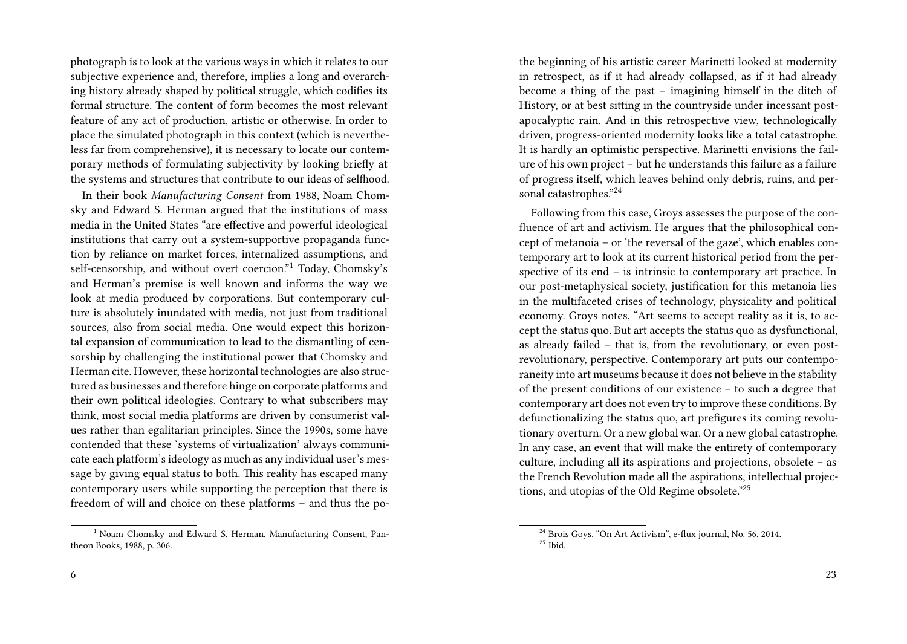photograph is to look at the various ways in which it relates to our subjective experience and, therefore, implies a long and overarching history already shaped by political struggle, which codifies its formal structure. The content of form becomes the most relevant feature of any act of production, artistic or otherwise. In order to place the simulated photograph in this context (which is nevertheless far from comprehensive), it is necessary to locate our contemporary methods of formulating subjectivity by looking briefly at the systems and structures that contribute to our ideas of selfhood.

In their book *Manufacturing Consent* from 1988, Noam Chomsky and Edward S. Herman argued that the institutions of mass media in the United States "are effective and powerful ideological institutions that carry out a system-supportive propaganda function by reliance on market forces, internalized assumptions, and self-censorship, and without overt coercion."[1] Today, Chomsky's and Herman's premise is well known and informs the way we look at media produced by corporations. But contemporary culture is absolutely inundated with media, not just from traditional sources, also from social media. One would expect this horizontal expansion of communication to lead to the dismantling of censorship by challenging the institutional power that Chomsky and Herman cite. However, these horizontal technologies are also structured as businesses and therefore hinge on corporate platforms and their own political ideologies. Contrary to what subscribers may think, most social media platforms are driven by consumerist values rather than egalitarian principles. Since the 1990s, some have contended that these 'systems of virtualization' always communicate each platform's ideology as much as any individual user's message by giving equal status to both. This reality has escaped many contemporary users while supporting the perception that there is freedom of will and choice on these platforms – and thus the po-

[1] Noam Chomsky and Edward S. Herman, Manufacturing Consent, Pantheon Books, 1988, p. 306.

the beginning of his artistic career Marinetti looked at modernity in retrospect, as if it had already collapsed, as if it had already become a thing of the past – imagining himself in the ditch of History, or at best sitting in the countryside under incessant post-apocalyptic rain. And in this retrospective view, technologically driven, progress-oriented modernity looks like a total catastrophe. It is hardly an optimistic perspective. Marinetti envisions the failure of his own project – but he understands this failure as a failure of progress itself, which leaves behind only debris, ruins, and personal catastrophes."[24]

Following from this case, Groys assesses the purpose of the confluence of art and activism. He argues that the philosophical concept of metanoia – or 'the reversal of the gaze', which enables contemporary art to look at its current historical period from the perspective of its end – is intrinsic to contemporary art practice. In our post-metaphysical society, justification for this metanoia lies in the multifaceted crises of technology, physicality and political economy. Groys notes, "Art seems to accept reality as it is, to accept the status quo. But art accepts the status quo as dysfunctional, as already failed – that is, from the revolutionary, or even post-revolutionary, perspective. Contemporary art puts our contemporaneity into art museums because it does not believe in the stability of the present conditions of our existence – to such a degree that contemporary art does not even try to improve these conditions. By defunctionalizing the status quo, art prefigures its coming revolutionary overturn. Or a new global war. Or a new global catastrophe. In any case, an event that will make the entirety of contemporary culture, including all its aspirations and projections, obsolete – as the French Revolution made all the aspirations, intellectual projections, and utopias of the Old Regime obsolete."[25]

[24] Brois Goys, "On Art Activism", e-flux journal, No. 56, 2014.
[25] Ibid.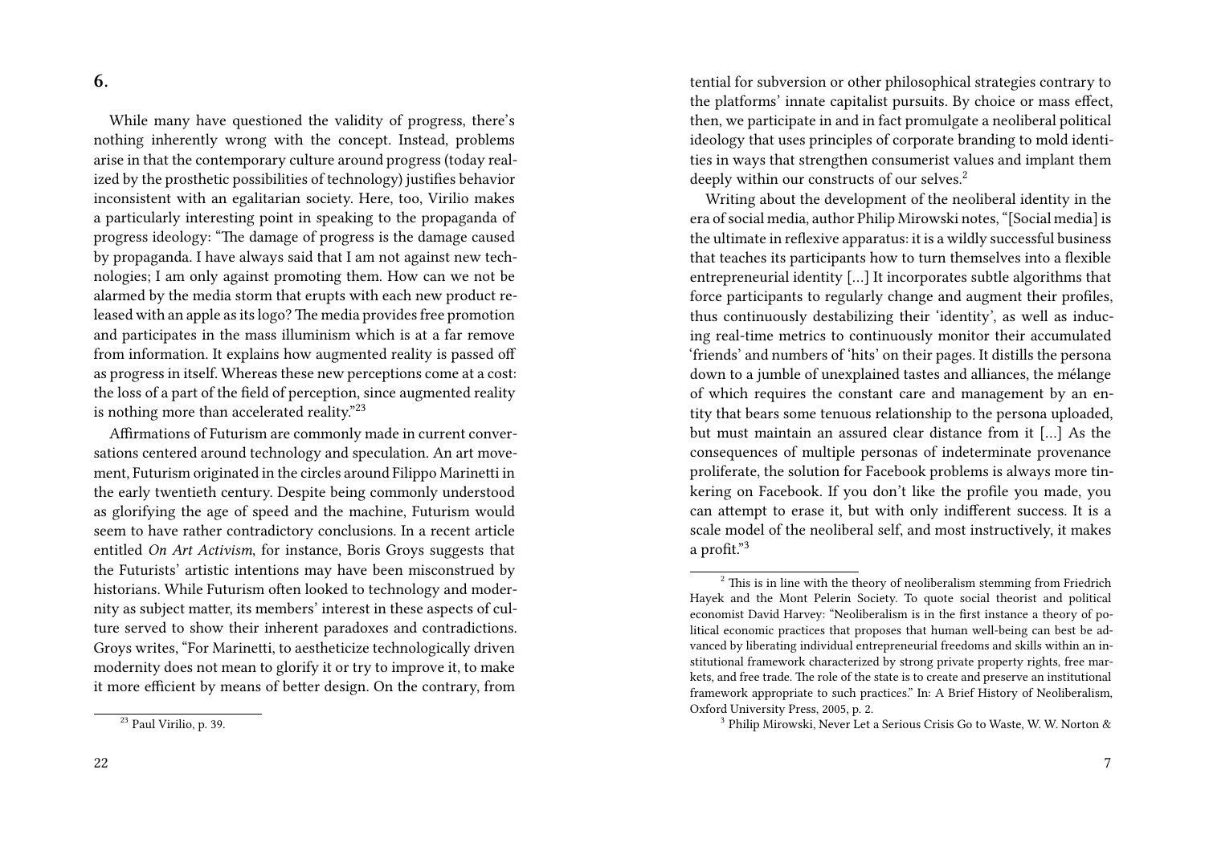## 6.

While many have questioned the validity of progress, there's nothing inherently wrong with the concept. Instead, problems arise in that the contemporary culture around progress (today realized by the prosthetic possibilities of technology) justifies behavior inconsistent with an egalitarian society. Here, too, Virilio makes a particularly interesting point in speaking to the propaganda of progress ideology: "The damage of progress is the damage caused by propaganda. I have always said that I am not against new technologies; I am only against promoting them. How can we not be alarmed by the media storm that erupts with each new product released with an apple as its logo? The media provides free promotion and participates in the mass illuminism which is at a far remove from information. It explains how augmented reality is passed off as progress in itself. Whereas these new perceptions come at a cost: the loss of a part of the field of perception, since augmented reality is nothing more than accelerated reality."[23]

Affirmations of Futurism are commonly made in current conversations centered around technology and speculation. An art movement, Futurism originated in the circles around Filippo Marinetti in the early twentieth century. Despite being commonly understood as glorifying the age of speed and the machine, Futurism would seem to have rather contradictory conclusions. In a recent article entitled *On Art Activism*, for instance, Boris Groys suggests that the Futurists' artistic intentions may have been misconstrued by historians. While Futurism often looked to technology and modernity as subject matter, its members' interest in these aspects of culture served to show their inherent paradoxes and contradictions. Groys writes, "For Marinetti, to aestheticize technologically driven modernity does not mean to glorify it or try to improve it, to make it more efficient by means of better design. On the contrary, from

[23] Paul Virilio, p. 39.

tential for subversion or other philosophical strategies contrary to the platforms' innate capitalist pursuits. By choice or mass effect, then, we participate in and in fact promulgate a neoliberal political ideology that uses principles of corporate branding to mold identities in ways that strengthen consumerist values and implant them deeply within our constructs of our selves.[2]

Writing about the development of the neoliberal identity in the era of social media, author Philip Mirowski notes, "[Social media] is the ultimate in reflexive apparatus: it is a wildly successful business that teaches its participants how to turn themselves into a flexible entrepreneurial identity […] It incorporates subtle algorithms that force participants to regularly change and augment their profiles, thus continuously destabilizing their 'identity', as well as inducing real-time metrics to continuously monitor their accumulated 'friends' and numbers of 'hits' on their pages. It distills the persona down to a jumble of unexplained tastes and alliances, the mélange of which requires the constant care and management by an entity that bears some tenuous relationship to the persona uploaded, but must maintain an assured clear distance from it […] As the consequences of multiple personas of indeterminate provenance proliferate, the solution for Facebook problems is always more tinkering on Facebook. If you don't like the profile you made, you can attempt to erase it, but with only indifferent success. It is a scale model of the neoliberal self, and most instructively, it makes a profit."[3]

[2] This is in line with the theory of neoliberalism stemming from Friedrich Hayek and the Mont Pelerin Society. To quote social theorist and political economist David Harvey: "Neoliberalism is in the first instance a theory of political economic practices that proposes that human well-being can best be advanced by liberating individual entrepreneurial freedoms and skills within an institutional framework characterized by strong private property rights, free markets, and free trade. The role of the state is to create and preserve an institutional framework appropriate to such practices." In: A Brief History of Neoliberalism, Oxford University Press, 2005, p. 2.

[3] Philip Mirowski, Never Let a Serious Crisis Go to Waste, W. W. Norton &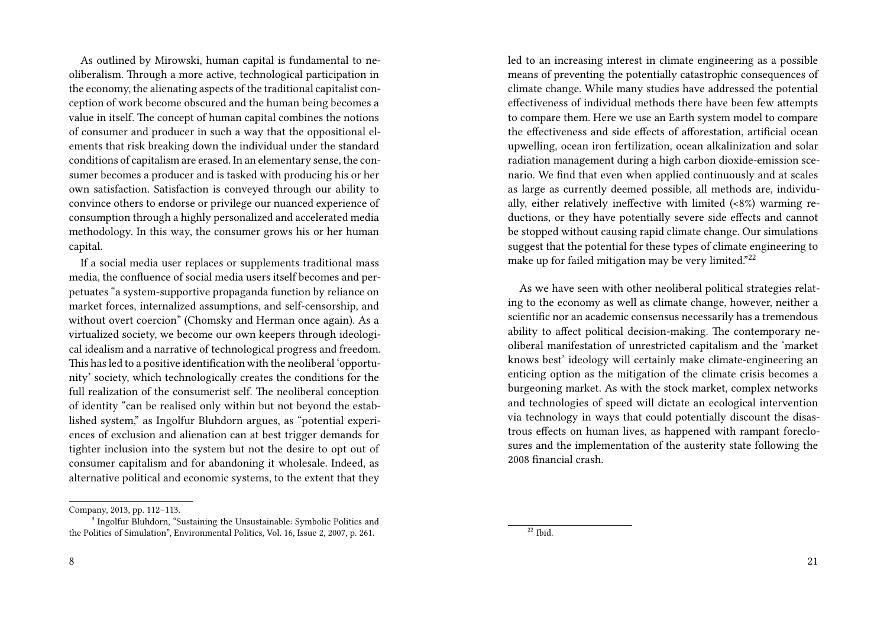As outlined by Mirowski, human capital is fundamental to neoliberalism. Through a more active, technological participation in the economy, the alienating aspects of the traditional capitalist conception of work become obscured and the human being becomes a value in itself. The concept of human capital combines the notions of consumer and producer in such a way that the oppositional elements that risk breaking down the individual under the standard conditions of capitalism are erased. In an elementary sense, the consumer becomes a producer and is tasked with producing his or her own satisfaction. Satisfaction is conveyed through our ability to convince others to endorse or privilege our nuanced experience of consumption through a highly personalized and accelerated media methodology. In this way, the consumer grows his or her human capital.

If a social media user replaces or supplements traditional mass media, the confluence of social media users itself becomes and perpetuates "a system-supportive propaganda function by reliance on market forces, internalized assumptions, and self-censorship, and without overt coercion" (Chomsky and Herman once again). As a virtualized society, we become our own keepers through ideological idealism and a narrative of technological progress and freedom. This has led to a positive identification with the neoliberal 'opportunity' society, which technologically creates the conditions for the full realization of the consumerist self. The neoliberal conception of identity "can be realised only within but not beyond the established system," as Ingolfur Bluhdorn argues, as "potential experiences of exclusion and alienation can at best trigger demands for tighter inclusion into the system but not the desire to opt out of consumer capitalism and for abandoning it wholesale. Indeed, as alternative political and economic systems, to the extent that they

Company, 2013, pp. 112–113.

[4] Ingolfur Bluhdorn, "Sustaining the Unsustainable: Symbolic Politics and the Politics of Simulation", Environmental Politics, Vol. 16, Issue 2, 2007, p. 261.

led to an increasing interest in climate engineering as a possible means of preventing the potentially catastrophic consequences of climate change. While many studies have addressed the potential effectiveness of individual methods there have been few attempts to compare them. Here we use an Earth system model to compare the effectiveness and side effects of afforestation, artificial ocean upwelling, ocean iron fertilization, ocean alkalinization and solar radiation management during a high carbon dioxide-emission scenario. We find that even when applied continuously and at scales as large as currently deemed possible, all methods are, individually, either relatively ineffective with limited (<8%) warming reductions, or they have potentially severe side effects and cannot be stopped without causing rapid climate change. Our simulations suggest that the potential for these types of climate engineering to make up for failed mitigation may be very limited."[22]

As we have seen with other neoliberal political strategies relating to the economy as well as climate change, however, neither a scientific nor an academic consensus necessarily has a tremendous ability to affect political decision-making. The contemporary neoliberal manifestation of unrestricted capitalism and the 'market knows best' ideology will certainly make climate-engineering an enticing option as the mitigation of the climate crisis becomes a burgeoning market. As with the stock market, complex networks and technologies of speed will dictate an ecological intervention via technology in ways that could potentially discount the disastrous effects on human lives, as happened with rampant foreclosures and the implementation of the austerity state following the 2008 financial crash.

[22] Ibid.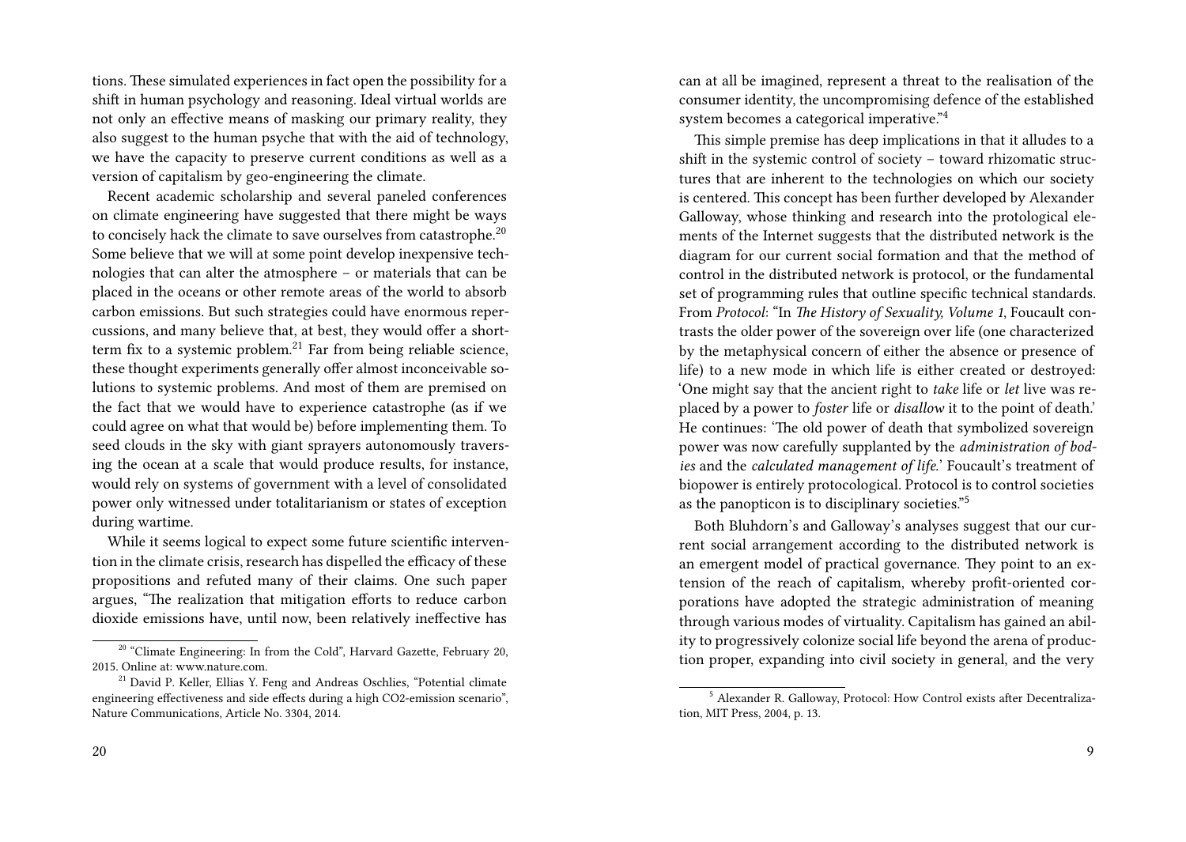tions. These simulated experiences in fact open the possibility for a shift in human psychology and reasoning. Ideal virtual worlds are not only an effective means of masking our primary reality, they also suggest to the human psyche that with the aid of technology, we have the capacity to preserve current conditions as well as a version of capitalism by geo-engineering the climate.

Recent academic scholarship and several paneled conferences on climate engineering have suggested that there might be ways to concisely hack the climate to save ourselves from catastrophe.[20] Some believe that we will at some point develop inexpensive technologies that can alter the atmosphere – or materials that can be placed in the oceans or other remote areas of the world to absorb carbon emissions. But such strategies could have enormous repercussions, and many believe that, at best, they would offer a short-term fix to a systemic problem.[21] Far from being reliable science, these thought experiments generally offer almost inconceivable solutions to systemic problems. And most of them are premised on the fact that we would have to experience catastrophe (as if we could agree on what that would be) before implementing them. To seed clouds in the sky with giant sprayers autonomously traversing the ocean at a scale that would produce results, for instance, would rely on systems of government with a level of consolidated power only witnessed under totalitarianism or states of exception during wartime.

While it seems logical to expect some future scientific intervention in the climate crisis, research has dispelled the efficacy of these propositions and refuted many of their claims. One such paper argues, "The realization that mitigation efforts to reduce carbon dioxide emissions have, until now, been relatively ineffective has

[20] "Climate Engineering: In from the Cold", Harvard Gazette, February 20, 2015. Online at: www.nature.com.

[21] David P. Keller, Ellias Y. Feng and Andreas Oschlies, "Potential climate engineering effectiveness and side effects during a high CO2-emission scenario", Nature Communications, Article No. 3304, 2014.

can at all be imagined, represent a threat to the realisation of the consumer identity, the uncompromising defence of the established system becomes a categorical imperative."[4]

This simple premise has deep implications in that it alludes to a shift in the systemic control of society – toward rhizomatic structures that are inherent to the technologies on which our society is centered. This concept has been further developed by Alexander Galloway, whose thinking and research into the protological elements of the Internet suggests that the distributed network is the diagram for our current social formation and that the method of control in the distributed network is protocol, or the fundamental set of programming rules that outline specific technical standards. From *Protocol*: "In *The History of Sexuality, Volume 1*, Foucault contrasts the older power of the sovereign over life (one characterized by the metaphysical concern of either the absence or presence of life) to a new mode in which life is either created or destroyed: 'One might say that the ancient right to *take* life or *let* live was replaced by a power to *foster* life or *disallow* it to the point of death.' He continues: 'The old power of death that symbolized sovereign power was now carefully supplanted by the *administration of bodies* and the *calculated management of life*.' Foucault's treatment of biopower is entirely protocological. Protocol is to control societies as the panopticon is to disciplinary societies."[5]

Both Bluhdorn's and Galloway's analyses suggest that our current social arrangement according to the distributed network is an emergent model of practical governance. They point to an extension of the reach of capitalism, whereby profit-oriented corporations have adopted the strategic administration of meaning through various modes of virtuality. Capitalism has gained an ability to progressively colonize social life beyond the arena of production proper, expanding into civil society in general, and the very

[5] Alexander R. Galloway, Protocol: How Control exists after Decentralization, MIT Press, 2004, p. 13.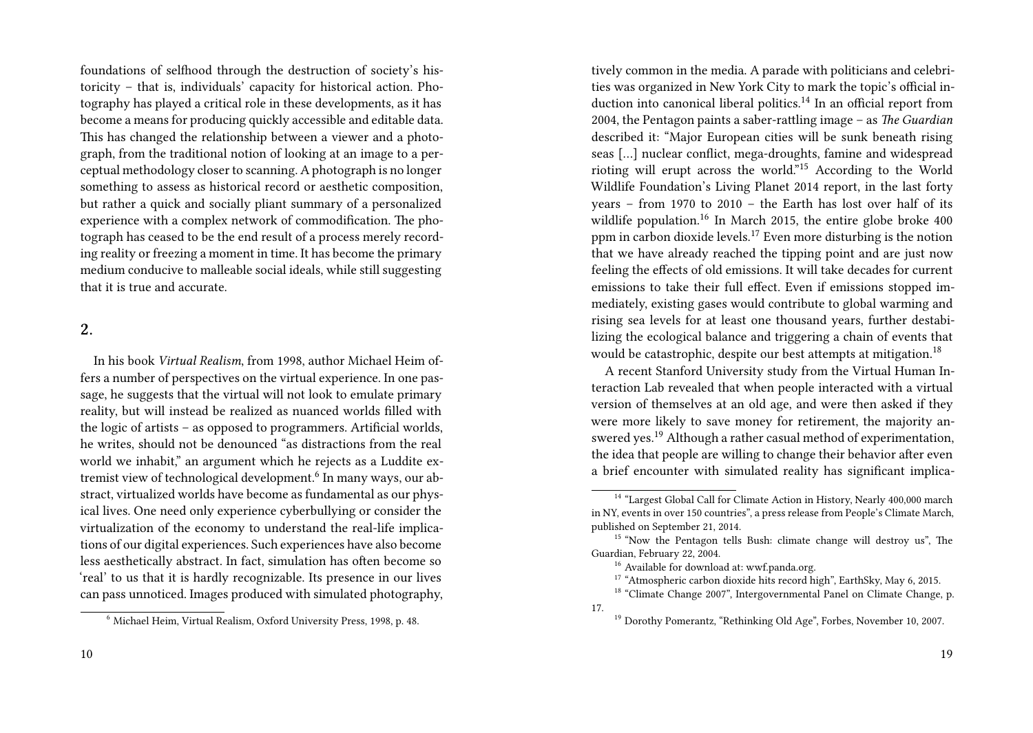foundations of selfhood through the destruction of society's historicity – that is, individuals' capacity for historical action. Photography has played a critical role in these developments, as it has become a means for producing quickly accessible and editable data. This has changed the relationship between a viewer and a photograph, from the traditional notion of looking at an image to a perceptual methodology closer to scanning. A photograph is no longer something to assess as historical record or aesthetic composition, but rather a quick and socially pliant summary of a personalized experience with a complex network of commodification. The photograph has ceased to be the end result of a process merely recording reality or freezing a moment in time. It has become the primary medium conducive to malleable social ideals, while still suggesting that it is true and accurate.

## 2.

In his book *Virtual Realism*, from 1998, author Michael Heim offers a number of perspectives on the virtual experience. In one passage, he suggests that the virtual will not look to emulate primary reality, but will instead be realized as nuanced worlds filled with the logic of artists – as opposed to programmers. Artificial worlds, he writes, should not be denounced "as distractions from the real world we inhabit," an argument which he rejects as a Luddite extremist view of technological development.[6] In many ways, our abstract, virtualized worlds have become as fundamental as our physical lives. One need only experience cyberbullying or consider the virtualization of the economy to understand the real-life implications of our digital experiences. Such experiences have also become less aesthetically abstract. In fact, simulation has often become so 'real' to us that it is hardly recognizable. Its presence in our lives can pass unnoticed. Images produced with simulated photography,

[6] Michael Heim, Virtual Realism, Oxford University Press, 1998, p. 48.

tively common in the media. A parade with politicians and celebrities was organized in New York City to mark the topic's official induction into canonical liberal politics.[14] In an official report from 2004, the Pentagon paints a saber-rattling image – as *The Guardian* described it: "Major European cities will be sunk beneath rising seas […] nuclear conflict, mega-droughts, famine and widespread rioting will erupt across the world."[15] According to the World Wildlife Foundation's Living Planet 2014 report, in the last forty years – from 1970 to 2010 – the Earth has lost over half of its wildlife population.[16] In March 2015, the entire globe broke 400 ppm in carbon dioxide levels.[17] Even more disturbing is the notion that we have already reached the tipping point and are just now feeling the effects of old emissions. It will take decades for current emissions to take their full effect. Even if emissions stopped immediately, existing gases would contribute to global warming and rising sea levels for at least one thousand years, further destabilizing the ecological balance and triggering a chain of events that would be catastrophic, despite our best attempts at mitigation.[18]

A recent Stanford University study from the Virtual Human Interaction Lab revealed that when people interacted with a virtual version of themselves at an old age, and were then asked if they were more likely to save money for retirement, the majority answered yes.[19] Although a rather casual method of experimentation, the idea that people are willing to change their behavior after even a brief encounter with simulated reality has significant implica-

[14] "Largest Global Call for Climate Action in History, Nearly 400,000 march in NY, events in over 150 countries", a press release from People's Climate March, published on September 21, 2014.

[15] "Now the Pentagon tells Bush: climate change will destroy us", The Guardian, February 22, 2004.

[16] Available for download at: wwf.panda.org.

[17] "Atmospheric carbon dioxide hits record high", EarthSky, May 6, 2015.

[18] "Climate Change 2007", Intergovernmental Panel on Climate Change, p. 17.

[19] Dorothy Pomerantz, "Rethinking Old Age", Forbes, November 10, 2007.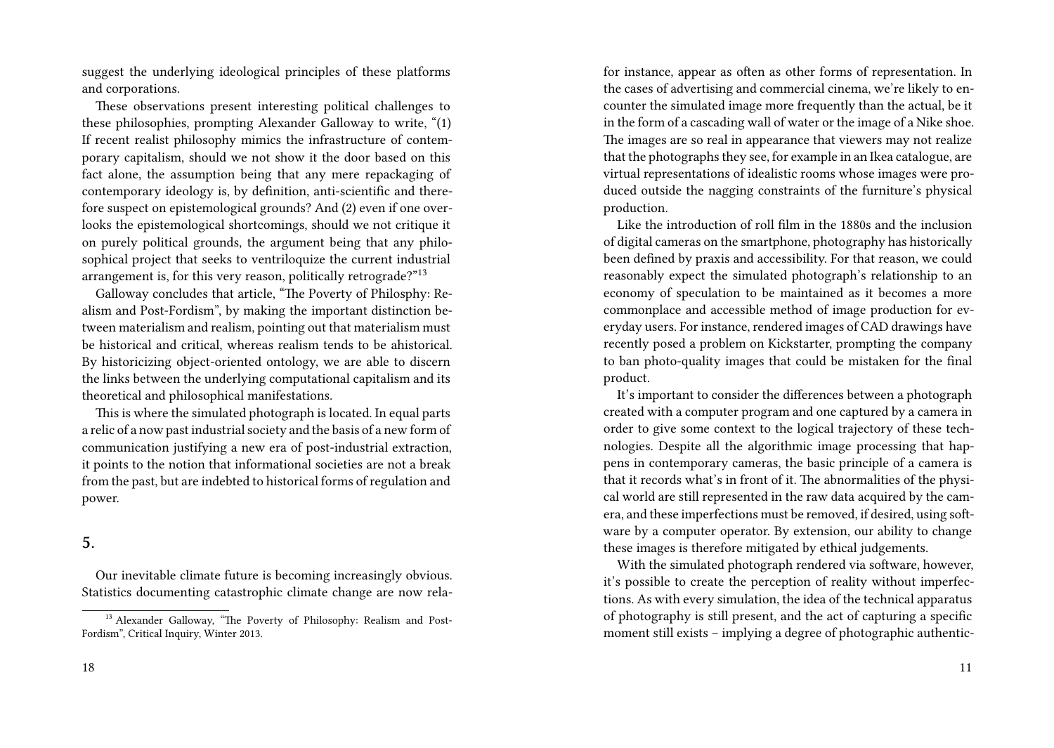suggest the underlying ideological principles of these platforms and corporations.

These observations present interesting political challenges to these philosophies, prompting Alexander Galloway to write, "(1) If recent realist philosophy mimics the infrastructure of contemporary capitalism, should we not show it the door based on this fact alone, the assumption being that any mere repackaging of contemporary ideology is, by definition, anti-scientific and therefore suspect on epistemological grounds? And (2) even if one overlooks the epistemological shortcomings, should we not critique it on purely political grounds, the argument being that any philosophical project that seeks to ventriloquize the current industrial arrangement is, for this very reason, politically retrograde?"[13]

Galloway concludes that article, "The Poverty of Philosphy: Realism and Post-Fordism", by making the important distinction between materialism and realism, pointing out that materialism must be historical and critical, whereas realism tends to be ahistorical. By historicizing object-oriented ontology, we are able to discern the links between the underlying computational capitalism and its theoretical and philosophical manifestations.

This is where the simulated photograph is located. In equal parts a relic of a now past industrial society and the basis of a new form of communication justifying a new era of post-industrial extraction, it points to the notion that informational societies are not a break from the past, but are indebted to historical forms of regulation and power.

## 5.

Our inevitable climate future is becoming increasingly obvious. Statistics documenting catastrophic climate change are now rela-

[13] Alexander Galloway, "The Poverty of Philosophy: Realism and Post-Fordism", Critical Inquiry, Winter 2013.

for instance, appear as often as other forms of representation. In the cases of advertising and commercial cinema, we're likely to encounter the simulated image more frequently than the actual, be it in the form of a cascading wall of water or the image of a Nike shoe. The images are so real in appearance that viewers may not realize that the photographs they see, for example in an Ikea catalogue, are virtual representations of idealistic rooms whose images were produced outside the nagging constraints of the furniture's physical production.

Like the introduction of roll film in the 1880s and the inclusion of digital cameras on the smartphone, photography has historically been defined by praxis and accessibility. For that reason, we could reasonably expect the simulated photograph's relationship to an economy of speculation to be maintained as it becomes a more commonplace and accessible method of image production for everyday users. For instance, rendered images of CAD drawings have recently posed a problem on Kickstarter, prompting the company to ban photo-quality images that could be mistaken for the final product.

It's important to consider the differences between a photograph created with a computer program and one captured by a camera in order to give some context to the logical trajectory of these technologies. Despite all the algorithmic image processing that happens in contemporary cameras, the basic principle of a camera is that it records what's in front of it. The abnormalities of the physical world are still represented in the raw data acquired by the camera, and these imperfections must be removed, if desired, using software by a computer operator. By extension, our ability to change these images is therefore mitigated by ethical judgements.

With the simulated photograph rendered via software, however, it's possible to create the perception of reality without imperfections. As with every simulation, the idea of the technical apparatus of photography is still present, and the act of capturing a specific moment still exists – implying a degree of photographic authentic-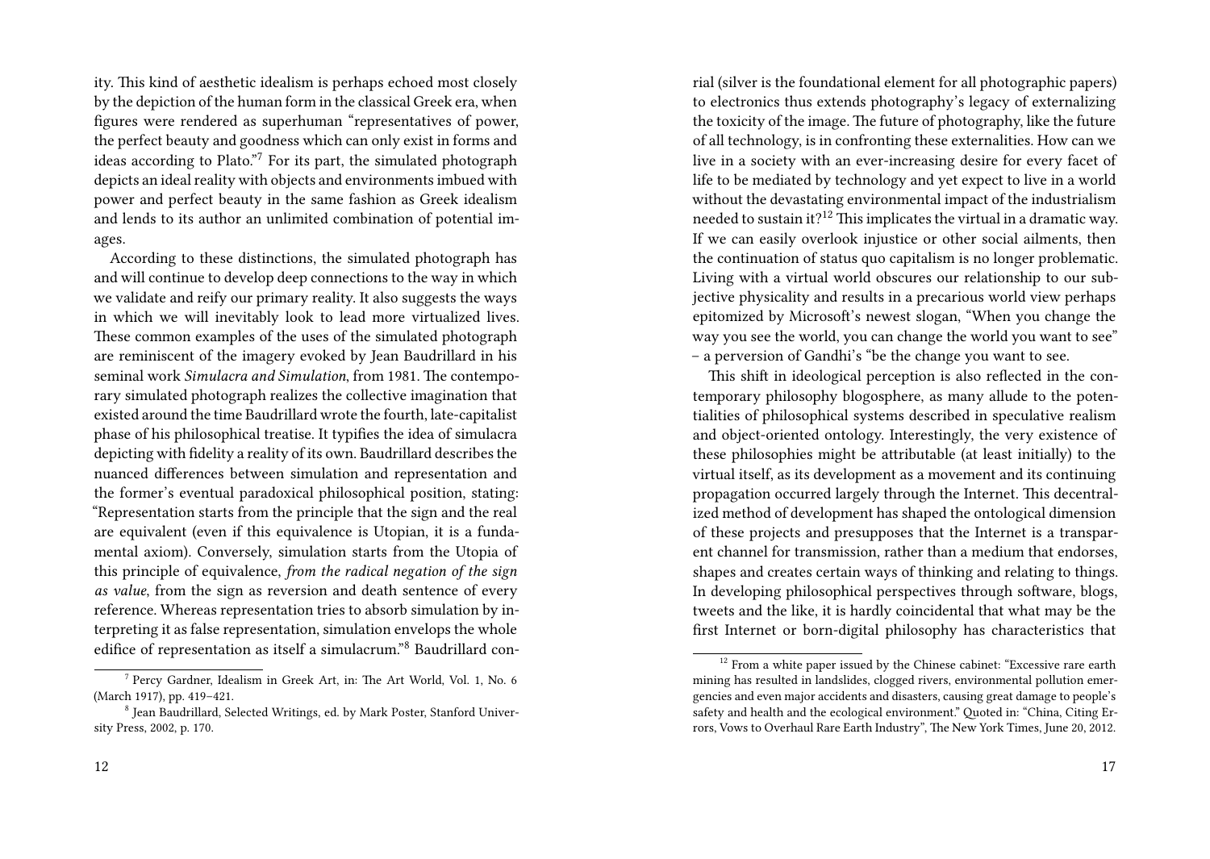ity. This kind of aesthetic idealism is perhaps echoed most closely by the depiction of the human form in the classical Greek era, when figures were rendered as superhuman "representatives of power, the perfect beauty and goodness which can only exist in forms and ideas according to Plato."[7] For its part, the simulated photograph depicts an ideal reality with objects and environments imbued with power and perfect beauty in the same fashion as Greek idealism and lends to its author an unlimited combination of potential images.

According to these distinctions, the simulated photograph has and will continue to develop deep connections to the way in which we validate and reify our primary reality. It also suggests the ways in which we will inevitably look to lead more virtualized lives. These common examples of the uses of the simulated photograph are reminiscent of the imagery evoked by Jean Baudrillard in his seminal work *Simulacra and Simulation*, from 1981. The contemporary simulated photograph realizes the collective imagination that existed around the time Baudrillard wrote the fourth, late-capitalist phase of his philosophical treatise. It typifies the idea of simulacra depicting with fidelity a reality of its own. Baudrillard describes the nuanced differences between simulation and representation and the former's eventual paradoxical philosophical position, stating: "Representation starts from the principle that the sign and the real are equivalent (even if this equivalence is Utopian, it is a fundamental axiom). Conversely, simulation starts from the Utopia of this principle of equivalence, *from the radical negation of the sign as value*, from the sign as reversion and death sentence of every reference. Whereas representation tries to absorb simulation by interpreting it as false representation, simulation envelops the whole edifice of representation as itself a simulacrum."[8] Baudrillard con-

[7] Percy Gardner, Idealism in Greek Art, in: The Art World, Vol. 1, No. 6 (March 1917), pp. 419–421.

[8] Jean Baudrillard, Selected Writings, ed. by Mark Poster, Stanford University Press, 2002, p. 170.

rial (silver is the foundational element for all photographic papers) to electronics thus extends photography's legacy of externalizing the toxicity of the image. The future of photography, like the future of all technology, is in confronting these externalities. How can we live in a society with an ever-increasing desire for every facet of life to be mediated by technology and yet expect to live in a world without the devastating environmental impact of the industrialism needed to sustain it?[12] This implicates the virtual in a dramatic way. If we can easily overlook injustice or other social ailments, then the continuation of status quo capitalism is no longer problematic. Living with a virtual world obscures our relationship to our subjective physicality and results in a precarious world view perhaps epitomized by Microsoft's newest slogan, "When you change the way you see the world, you can change the world you want to see" – a perversion of Gandhi's "be the change you want to see.

This shift in ideological perception is also reflected in the contemporary philosophy blogosphere, as many allude to the potentialities of philosophical systems described in speculative realism and object-oriented ontology. Interestingly, the very existence of these philosophies might be attributable (at least initially) to the virtual itself, as its development as a movement and its continuing propagation occurred largely through the Internet. This decentralized method of development has shaped the ontological dimension of these projects and presupposes that the Internet is a transparent channel for transmission, rather than a medium that endorses, shapes and creates certain ways of thinking and relating to things. In developing philosophical perspectives through software, blogs, tweets and the like, it is hardly coincidental that what may be the first Internet or born-digital philosophy has characteristics that

[12] From a white paper issued by the Chinese cabinet: "Excessive rare earth mining has resulted in landslides, clogged rivers, environmental pollution emergencies and even major accidents and disasters, causing great damage to people's safety and health and the ecological environment." Quoted in: "China, Citing Errors, Vows to Overhaul Rare Earth Industry", The New York Times, June 20, 2012.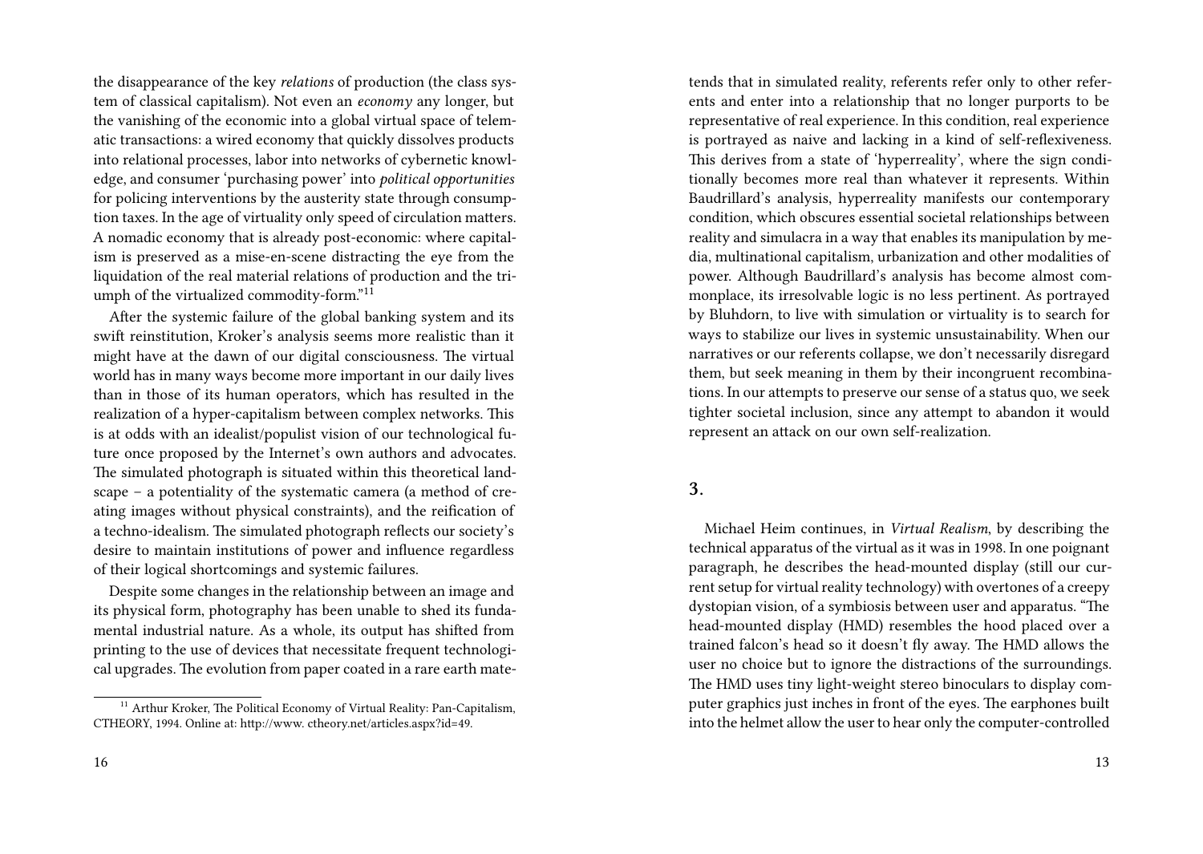the disappearance of the key *relations* of production (the class system of classical capitalism). Not even an *economy* any longer, but the vanishing of the economic into a global virtual space of telematic transactions: a wired economy that quickly dissolves products into relational processes, labor into networks of cybernetic knowledge, and consumer 'purchasing power' into *political opportunities* for policing interventions by the austerity state through consumption taxes. In the age of virtuality only speed of circulation matters. A nomadic economy that is already post-economic: where capitalism is preserved as a mise-en-scene distracting the eye from the liquidation of the real material relations of production and the triumph of the virtualized commodity-form."[11]

After the systemic failure of the global banking system and its swift reinstitution, Kroker's analysis seems more realistic than it might have at the dawn of our digital consciousness. The virtual world has in many ways become more important in our daily lives than in those of its human operators, which has resulted in the realization of a hyper-capitalism between complex networks. This is at odds with an idealist/populist vision of our technological future once proposed by the Internet's own authors and advocates. The simulated photograph is situated within this theoretical landscape – a potentiality of the systematic camera (a method of creating images without physical constraints), and the reification of a techno-idealism. The simulated photograph reflects our society's desire to maintain institutions of power and influence regardless of their logical shortcomings and systemic failures.

Despite some changes in the relationship between an image and its physical form, photography has been unable to shed its fundamental industrial nature. As a whole, its output has shifted from printing to the use of devices that necessitate frequent technological upgrades. The evolution from paper coated in a rare earth mate-

[11] Arthur Kroker, The Political Economy of Virtual Reality: Pan-Capitalism, CTHEORY, 1994. Online at: http://www. ctheory.net/articles.aspx?id=49.

tends that in simulated reality, referents refer only to other referents and enter into a relationship that no longer purports to be representative of real experience. In this condition, real experience is portrayed as naive and lacking in a kind of self-reflexiveness. This derives from a state of 'hyperreality', where the sign conditionally becomes more real than whatever it represents. Within Baudrillard's analysis, hyperreality manifests our contemporary condition, which obscures essential societal relationships between reality and simulacra in a way that enables its manipulation by media, multinational capitalism, urbanization and other modalities of power. Although Baudrillard's analysis has become almost commonplace, its irresolvable logic is no less pertinent. As portrayed by Bluhdorn, to live with simulation or virtuality is to search for ways to stabilize our lives in systemic unsustainability. When our narratives or our referents collapse, we don't necessarily disregard them, but seek meaning in them by their incongruent recombinations. In our attempts to preserve our sense of a status quo, we seek tighter societal inclusion, since any attempt to abandon it would represent an attack on our own self-realization.

## 3.

Michael Heim continues, in *Virtual Realism*, by describing the technical apparatus of the virtual as it was in 1998. In one poignant paragraph, he describes the head-mounted display (still our current setup for virtual reality technology) with overtones of a creepy dystopian vision, of a symbiosis between user and apparatus. "The head-mounted display (HMD) resembles the hood placed over a trained falcon's head so it doesn't fly away. The HMD allows the user no choice but to ignore the distractions of the surroundings. The HMD uses tiny light-weight stereo binoculars to display computer graphics just inches in front of the eyes. The earphones built into the helmet allow the user to hear only the computer-controlled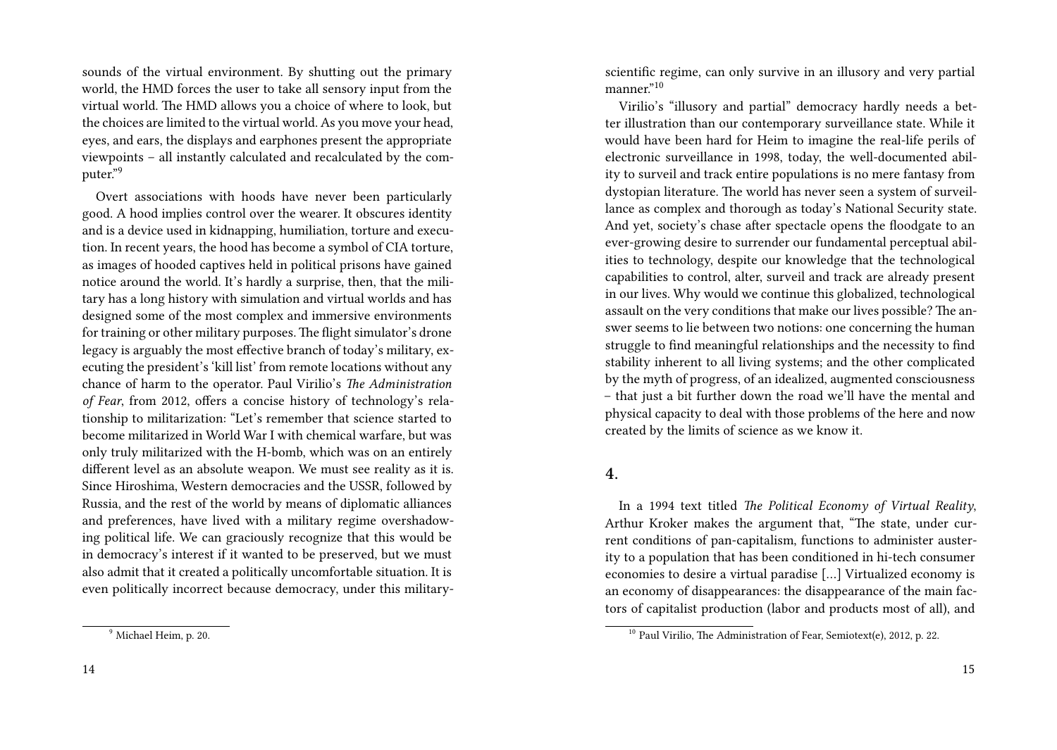sounds of the virtual environment. By shutting out the primary world, the HMD forces the user to take all sensory input from the virtual world. The HMD allows you a choice of where to look, but the choices are limited to the virtual world. As you move your head, eyes, and ears, the displays and earphones present the appropriate viewpoints – all instantly calculated and recalculated by the computer."[9]

Overt associations with hoods have never been particularly good. A hood implies control over the wearer. It obscures identity and is a device used in kidnapping, humiliation, torture and execution. In recent years, the hood has become a symbol of CIA torture, as images of hooded captives held in political prisons have gained notice around the world. It's hardly a surprise, then, that the military has a long history with simulation and virtual worlds and has designed some of the most complex and immersive environments for training or other military purposes. The flight simulator's drone legacy is arguably the most effective branch of today's military, executing the president's 'kill list' from remote locations without any chance of harm to the operator. Paul Virilio's *The Administration of Fear*, from 2012, offers a concise history of technology's relationship to militarization: "Let's remember that science started to become militarized in World War I with chemical warfare, but was only truly militarized with the H-bomb, which was on an entirely different level as an absolute weapon. We must see reality as it is. Since Hiroshima, Western democracies and the USSR, followed by Russia, and the rest of the world by means of diplomatic alliances and preferences, have lived with a military regime overshadowing political life. We can graciously recognize that this would be in democracy's interest if it wanted to be preserved, but we must also admit that it created a politically uncomfortable situation. It is even politically incorrect because democracy, under this military-scientific regime, can only survive in an illusory and very partial manner."[10]

Virilio's "illusory and partial" democracy hardly needs a better illustration than our contemporary surveillance state. While it would have been hard for Heim to imagine the real-life perils of electronic surveillance in 1998, today, the well-documented ability to surveil and track entire populations is no mere fantasy from dystopian literature. The world has never seen a system of surveillance as complex and thorough as today's National Security state. And yet, society's chase after spectacle opens the floodgate to an ever-growing desire to surrender our fundamental perceptual abilities to technology, despite our knowledge that the technological capabilities to control, alter, surveil and track are already present in our lives. Why would we continue this globalized, technological assault on the very conditions that make our lives possible? The answer seems to lie between two notions: one concerning the human struggle to find meaningful relationships and the necessity to find stability inherent to all living systems; and the other complicated by the myth of progress, of an idealized, augmented consciousness – that just a bit further down the road we'll have the mental and physical capacity to deal with those problems of the here and now created by the limits of science as we know it.

## 4.

In a 1994 text titled *The Political Economy of Virtual Reality*, Arthur Kroker makes the argument that, "The state, under current conditions of pan-capitalism, functions to administer austerity to a population that has been conditioned in hi-tech consumer economies to desire a virtual paradise [...] Virtualized economy is an economy of disappearances: the disappearance of the main factors of capitalist production (labor and products most of all), and

---

[9] Michael Heim, p. 20.

[10] Paul Virilio, The Administration of Fear, Semiotext(e), 2012, p. 22.